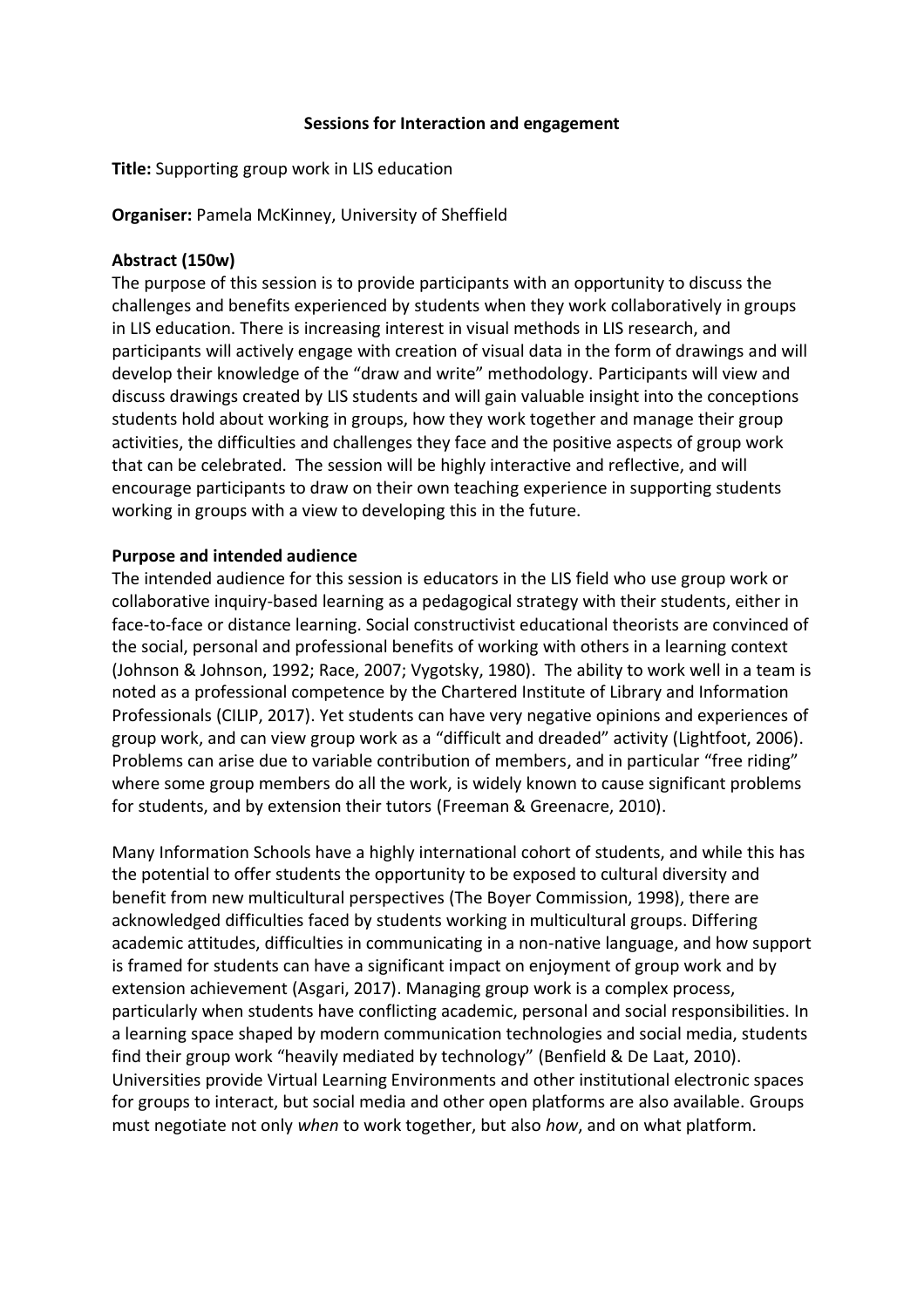**Sessions for Interaction and engagement**

**Title:** Supporting group work in LIS education

**Organiser:** Pamela McKinney, University of Sheffield

**Abstract (150w)**

The purpose of this session is to provide participants with an opportunity to discuss the challenges and benefits experienced by students when they work collaboratively in groups in LIS education. There is increasing interest in visual methods in LIS research, and participants will actively engage with creation of visual data in the form of drawings and will develop their knowledge of the "draw and write" methodology. Participants will view and discuss drawings created by LIS students and will gain valuable insight into the conceptions students hold about working in groups, how they work together and manage their group activities, the difficulties and challenges they face and the positive aspects of group work that can be celebrated. The session will be highly interactive and reflective, and will encourage participants to draw on their own teaching experience in supporting students working in groups with a view to developing this in the future.

**Purpose and intended audience**

The intended audience for this session is educators in the LIS field who use group work or collaborative inquiry-based learning as a pedagogical strategy with their students, either in face-to-face or distance learning. Social constructivist educational theorists are convinced of the social, personal and professional benefits of working with others in a learning context (Johnson & Johnson, 1992; Race, 2007; Vygotsky, 1980). The ability to work well in a team is noted as a professional competence by the Chartered Institute of Library and Information Professionals (CILIP, 2017). Yet students can have very negative opinions and experiences of group work, and can view group work as a "difficult and dreaded" activity (Lightfoot, 2006). Problems can arise due to variable contribution of members, and in particular "free riding" where some group members do all the work, is widely known to cause significant problems for students, and by extension their tutors (Freeman & Greenacre, 2010).

Many Information Schools have a highly international cohort of students, and while this has the potential to offer students the opportunity to be exposed to cultural diversity and benefit from new multicultural perspectives (The Boyer Commission, 1998), there are acknowledged difficulties faced by students working in multicultural groups. Differing academic attitudes, difficulties in communicating in a non-native language, and how support is framed for students can have a significant impact on enjoyment of group work and by extension achievement (Asgari, 2017). Managing group work is a complex process, particularly when students have conflicting academic, personal and social responsibilities. In a learning space shaped by modern communication technologies and social media, students find their group work "heavily mediated by technology" (Benfield & De Laat, 2010). Universities provide Virtual Learning Environments and other institutional electronic spaces for groups to interact, but social media and other open platforms are also available. Groups must negotiate not only *when* to work together, but also *how*, and on what platform.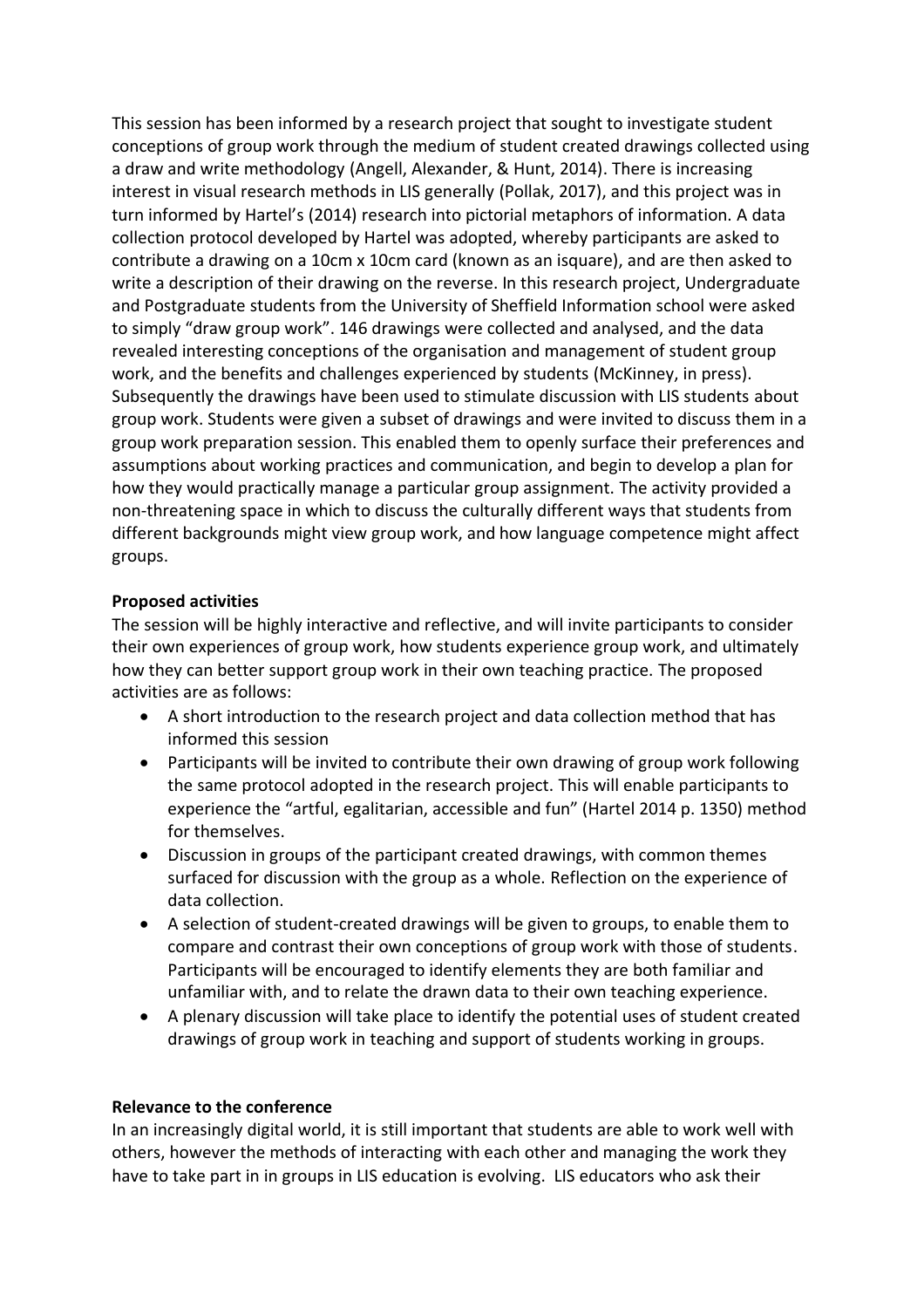This session has been informed by a research project that sought to investigate student conceptions of group work through the medium of student created drawings collected using a draw and write methodology (Angell, Alexander, & Hunt, 2014). There is increasing interest in visual research methods in LIS generally (Pollak, 2017), and this project was in turn informed by Hartel's (2014) research into pictorial metaphors of information. A data collection protocol developed by Hartel was adopted, whereby participants are asked to contribute a drawing on a 10cm x 10cm card (known as an isquare), and are then asked to write a description of their drawing on the reverse. In this research project, Undergraduate and Postgraduate students from the University of Sheffield Information school were asked to simply "draw group work". 146 drawings were collected and analysed, and the data revealed interesting conceptions of the organisation and management of student group work, and the benefits and challenges experienced by students (McKinney, in press). Subsequently the drawings have been used to stimulate discussion with LIS students about group work. Students were given a subset of drawings and were invited to discuss them in a group work preparation session. This enabled them to openly surface their preferences and assumptions about working practices and communication, and begin to develop a plan for how they would practically manage a particular group assignment. The activity provided a non-threatening space in which to discuss the culturally different ways that students from different backgrounds might view group work, and how language competence might affect groups.

**Proposed activities**

The session will be highly interactive and reflective, and will invite participants to consider their own experiences of group work, how students experience group work, and ultimately how they can better support group work in their own teaching practice. The proposed activities are as follows:

- A short introduction to the research project and data collection method that has informed this session
- Participants will be invited to contribute their own drawing of group work following the same protocol adopted in the research project. This will enable participants to experience the "artful, egalitarian, accessible and fun" (Hartel 2014 p. 1350) method for themselves.
- Discussion in groups of the participant created drawings, with common themes surfaced for discussion with the group as a whole. Reflection on the experience of data collection.
- A selection of student-created drawings will be given to groups, to enable them to compare and contrast their own conceptions of group work with those of students. Participants will be encouraged to identify elements they are both familiar and unfamiliar with, and to relate the drawn data to their own teaching experience.
- A plenary discussion will take place to identify the potential uses of student created drawings of group work in teaching and support of students working in groups.

**Relevance to the conference**

In an increasingly digital world, it is still important that students are able to work well with others, however the methods of interacting with each other and managing the work they have to take part in in groups in LIS education is evolving. LIS educators who ask their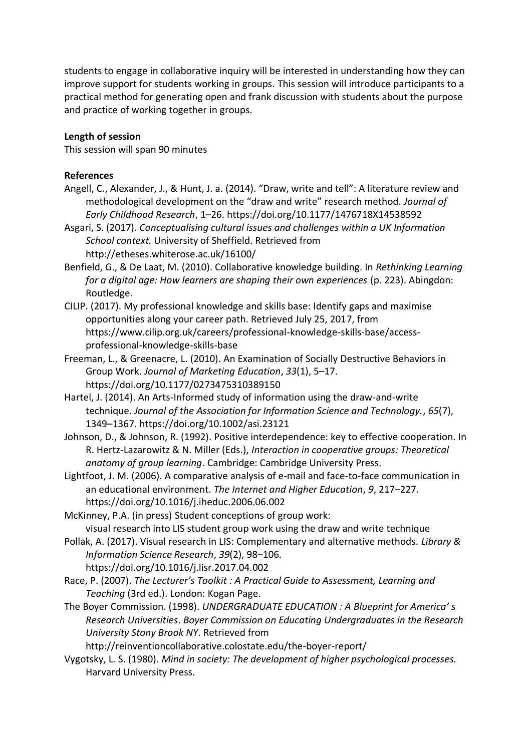students to engage in collaborative inquiry will be interested in understanding how they can improve support for students working in groups. This session will introduce participants to a practical method for generating open and frank discussion with students about the purpose and practice of working together in groups.

**Length of session**

This session will span 90 minutes

**References**

Angell, C., Alexander, J., & Hunt, J. a. (2014). "Draw, write and tell": A literature review and methodological development on the "draw and write" research method. *Journal of Early Childhood Research*, 1–26. https://doi.org/10.1177/1476718X14538592

Asgari, S. (2017). *Conceptualising cultural issues and challenges within a UK Information School context.* University of Sheffield. Retrieved from http://etheses.whiterose.ac.uk/16100/

Benfield, G., & De Laat, M. (2010). Collaborative knowledge building. In *Rethinking Learning for a digital age: How learners are shaping their own experiences* (p. 223). Abingdon: Routledge.

CILIP. (2017). My professional knowledge and skills base: Identify gaps and maximise opportunities along your career path. Retrieved July 25, 2017, from https://www.cilip.org.uk/careers/professional-knowledge-skills-base/access-professional-knowledge-skills-base

Freeman, L., & Greenacre, L. (2010). An Examination of Socially Destructive Behaviors in Group Work. *Journal of Marketing Education*, *33*(1), 5–17. https://doi.org/10.1177/0273475310389150

Hartel, J. (2014). An Arts-Informed study of information using the draw-and-write technique. *Journal of the Association for Information Science and Technology.*, *65*(7), 1349–1367. https://doi.org/10.1002/asi.23121

Johnson, D., & Johnson, R. (1992). Positive interdependence: key to effective cooperation. In R. Hertz-Lazarowitz & N. Miller (Eds.), *Interaction in cooperative groups: Theoretical anatomy of group learning*. Cambridge: Cambridge University Press.

Lightfoot, J. M. (2006). A comparative analysis of e-mail and face-to-face communication in an educational environment. *The Internet and Higher Education*, *9*, 217–227. https://doi.org/10.1016/j.iheduc.2006.06.002

McKinney, P.A. (in press) Student conceptions of group work: visual research into LIS student group work using the draw and write technique

Pollak, A. (2017). Visual research in LIS: Complementary and alternative methods. *Library & Information Science Research*, *39*(2), 98–106. https://doi.org/10.1016/j.lisr.2017.04.002

Race, P. (2007). *The Lecturer's Toolkit : A Practical Guide to Assessment, Learning and Teaching* (3rd ed.). London: Kogan Page.

The Boyer Commission. (1998). *UNDERGRADUATE EDUCATION : A Blueprint for America' s Research Universities*. *Boyer Commission on Educating Undergraduates in the Research University Stony Brook NY*. Retrieved from http://reinventioncollaborative.colostate.edu/the-boyer-report/

Vygotsky, L. S. (1980). *Mind in society: The development of higher psychological processes.* Harvard University Press.